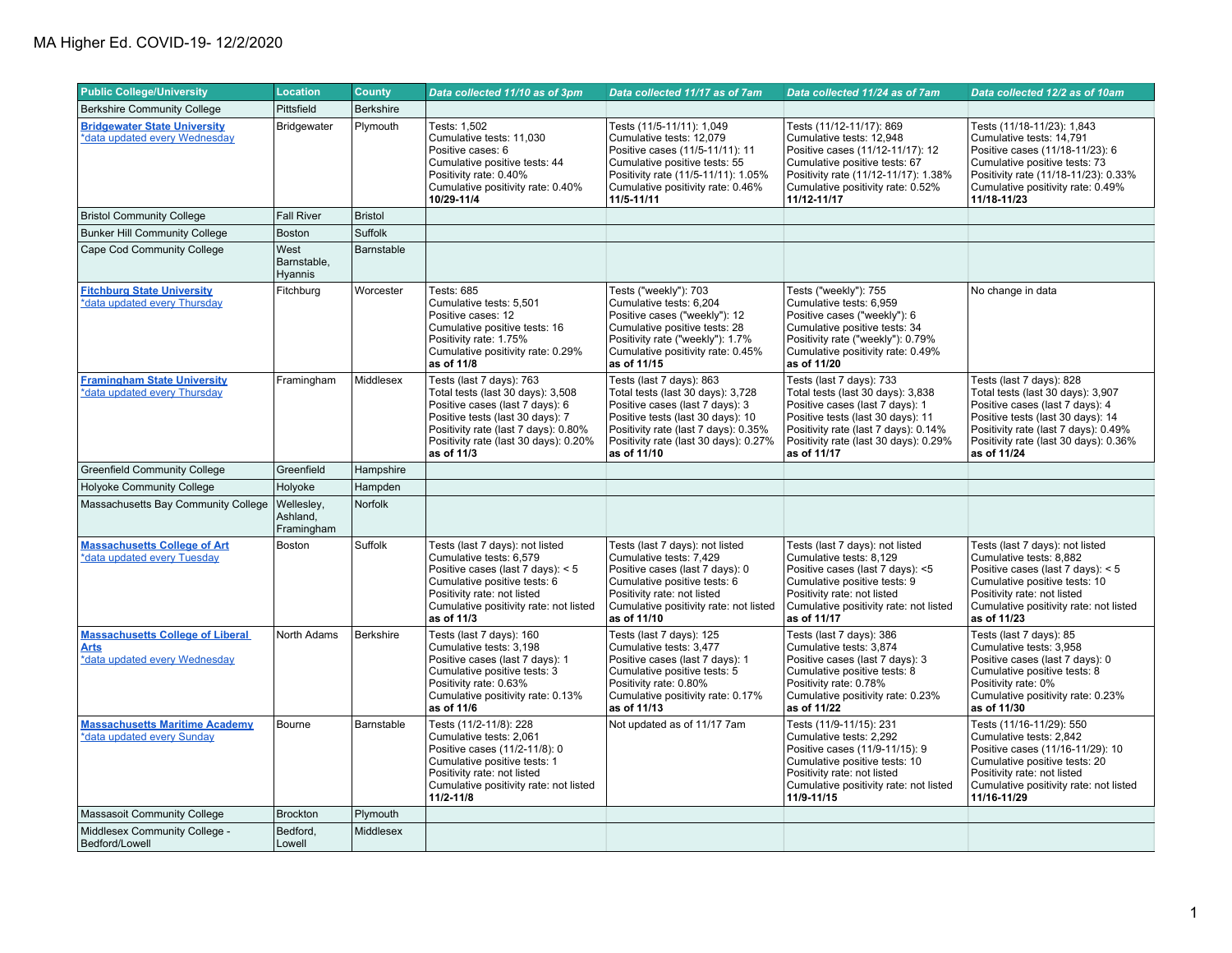# MA Higher Ed. COVID-19- 12/2/2020

| Public College/University | Location | County | *Data collected 11/10 as of 3pm* | *Data collected 11/17 as of 7am* | *Data collected 11/24 as of 7am* | *Data collected 12/2 as of 10am* |
|---|---|---|---|---|---|---|
| Berkshire Community College | Pittsfield | Berkshire | | | | |
| **Bridgewater State University** *data updated every Wednesday | Bridgewater | Plymouth | Tests: 1,502<br>Cumulative tests: 11,030<br>Positive cases: 6<br>Cumulative positive tests: 44<br>Positivity rate: 0.40%<br>Cumulative positivity rate: 0.40%<br>**10/29-11/4** | Tests (11/5-11/11): 1,049<br>Cumulative tests: 12,079<br>Positive cases (11/5-11/11): 11<br>Cumulative positive tests: 55<br>Positivity rate (11/5-11/11): 1.05%<br>Cumulative positivity rate: 0.46%<br>**11/5-11/11** | Tests (11/12-11/17): 869<br>Cumulative tests: 12,948<br>Positive cases (11/12-11/17): 12<br>Cumulative positive tests: 67<br>Positivity rate (11/12-11/17): 1.38%<br>Cumulative positivity rate: 0.52%<br>**11/12-11/17** | Tests (11/18-11/23): 1,843<br>Cumulative tests: 14,791<br>Positive cases (11/18-11/23): 6<br>Cumulative positive tests: 73<br>Positivity rate (11/18-11/23): 0.33%<br>Cumulative positivity rate: 0.49%<br>**11/18-11/23** |
| Bristol Community College | Fall River | Bristol | | | | |
| Bunker Hill Community College | Boston | Suffolk | | | | |
| Cape Cod Community College | West Barnstable, Hyannis | Barnstable | | | | |
| **Fitchburg State University** *data updated every Thursday | Fitchburg | Worcester | Tests: 685<br>Cumulative tests: 5,501<br>Positive cases: 12<br>Cumulative positive tests: 16<br>Positivity rate: 1.75%<br>Cumulative positivity rate: 0.29%<br>**as of 11/8** | Tests ("weekly"): 703<br>Cumulative tests: 6,204<br>Positive cases ("weekly"): 12<br>Cumulative positive tests: 28<br>Positivity rate ("weekly"): 1.7%<br>Cumulative positivity rate: 0.45%<br>**as of 11/15** | Tests ("weekly"): 755<br>Cumulative tests: 6,959<br>Positive cases ("weekly"): 6<br>Cumulative positive tests: 34<br>Positivity rate ("weekly"): 0.79%<br>Cumulative positivity rate: 0.49%<br>**as of 11/20** | No change in data |
| **Framingham State University** *data updated every Thursday | Framingham | Middlesex | Tests (last 7 days): 763<br>Total tests (last 30 days): 3,508<br>Positive cases (last 7 days): 6<br>Positive tests (last 30 days): 7<br>Positivity rate (last 7 days): 0.80%<br>Positivity rate (last 30 days): 0.20%<br>**as of 11/3** | Tests (last 7 days): 863<br>Total tests (last 30 days): 3,728<br>Positive cases (last 7 days): 3<br>Positive tests (last 30 days): 10<br>Positivity rate (last 7 days): 0.35%<br>Positivity rate (last 30 days): 0.27%<br>**as of 11/10** | Tests (last 7 days): 733<br>Total tests (last 30 days): 3,838<br>Positive cases (last 7 days): 1<br>Positive tests (last 30 days): 11<br>Positivity rate (last 7 days): 0.14%<br>Positivity rate (last 30 days): 0.29%<br>**as of 11/17** | Tests (last 7 days): 828<br>Total tests (last 30 days): 3,907<br>Positive cases (last 7 days): 4<br>Positive tests (last 30 days): 14<br>Positivity rate (last 7 days): 0.49%<br>Positivity rate (last 30 days): 0.36%<br>**as of 11/24** |
| Greenfield Community College | Greenfield | Hampshire | | | | |
| Holyoke Community College | Holyoke | Hampden | | | | |
| Massachusetts Bay Community College | Wellesley, Ashland, Framingham | Norfolk | | | | |
| **Massachusetts College of Art** *data updated every Tuesday | Boston | Suffolk | Tests (last 7 days): not listed<br>Cumulative tests: 6,579<br>Positive cases (last 7 days): < 5<br>Cumulative positive tests: 6<br>Positivity rate: not listed<br>Cumulative positivity rate: not listed<br>**as of 11/3** | Tests (last 7 days): not listed<br>Cumulative tests: 7,429<br>Positive cases (last 7 days): 0<br>Cumulative positive tests: 6<br>Positivity rate: not listed<br>Cumulative positivity rate: not listed<br>**as of 11/10** | Tests (last 7 days): not listed<br>Cumulative tests: 8,129<br>Positive cases (last 7 days): <5<br>Cumulative positive tests: 9<br>Positivity rate: not listed<br>Cumulative positivity rate: not listed<br>**as of 11/17** | Tests (last 7 days): not listed<br>Cumulative tests: 8,882<br>Positive cases (last 7 days): < 5<br>Cumulative positive tests: 10<br>Positivity rate: not listed<br>Cumulative positivity rate: not listed<br>**as of 11/23** |
| **Massachusetts College of Liberal Arts** *data updated every Wednesday | North Adams | Berkshire | Tests (last 7 days): 160<br>Cumulative tests: 3,198<br>Positive cases (last 7 days): 1<br>Cumulative positive tests: 3<br>Positivity rate: 0.63%<br>Cumulative positivity rate: 0.13%<br>**as of 11/6** | Tests (last 7 days): 125<br>Cumulative tests: 3,477<br>Positive cases (last 7 days): 1<br>Cumulative positive tests: 5<br>Positivity rate: 0.80%<br>Cumulative positivity rate: 0.17%<br>**as of 11/13** | Tests (last 7 days): 386<br>Cumulative tests: 3,874<br>Positive cases (last 7 days): 3<br>Cumulative positive tests: 8<br>Positivity rate: 0.78%<br>Cumulative positivity rate: 0.23%<br>**as of 11/22** | Tests (last 7 days): 85<br>Cumulative tests: 3,958<br>Positive cases (last 7 days): 0<br>Cumulative positive tests: 8<br>Positivity rate: 0%<br>Cumulative positivity rate: 0.23%<br>**as of 11/30** |
| **Massachusetts Maritime Academy** *data updated every Sunday | Bourne | Barnstable | Tests (11/2-11/8): 228<br>Cumulative tests: 2,061<br>Positive cases (11/2-11/8): 0<br>Cumulative positive tests: 1<br>Positivity rate: not listed<br>Cumulative positivity rate: not listed<br>**11/2-11/8** | Not updated as of 11/17 7am | Tests (11/9-11/15): 231<br>Cumulative tests: 2,292<br>Positive cases (11/9-11/15): 9<br>Cumulative positive tests: 10<br>Positivity rate: not listed<br>Cumulative positivity rate: not listed<br>**11/9-11/15** | Tests (11/16-11/29): 550<br>Cumulative tests: 2,842<br>Positive cases (11/16-11/29): 10<br>Cumulative positive tests: 20<br>Positivity rate: not listed<br>Cumulative positivity rate: not listed<br>**11/16-11/29** |
| Massasoit Community College | Brockton | Plymouth | | | | |
| Middlesex Community College - Bedford/Lowell | Bedford, Lowell | Middlesex | | | | |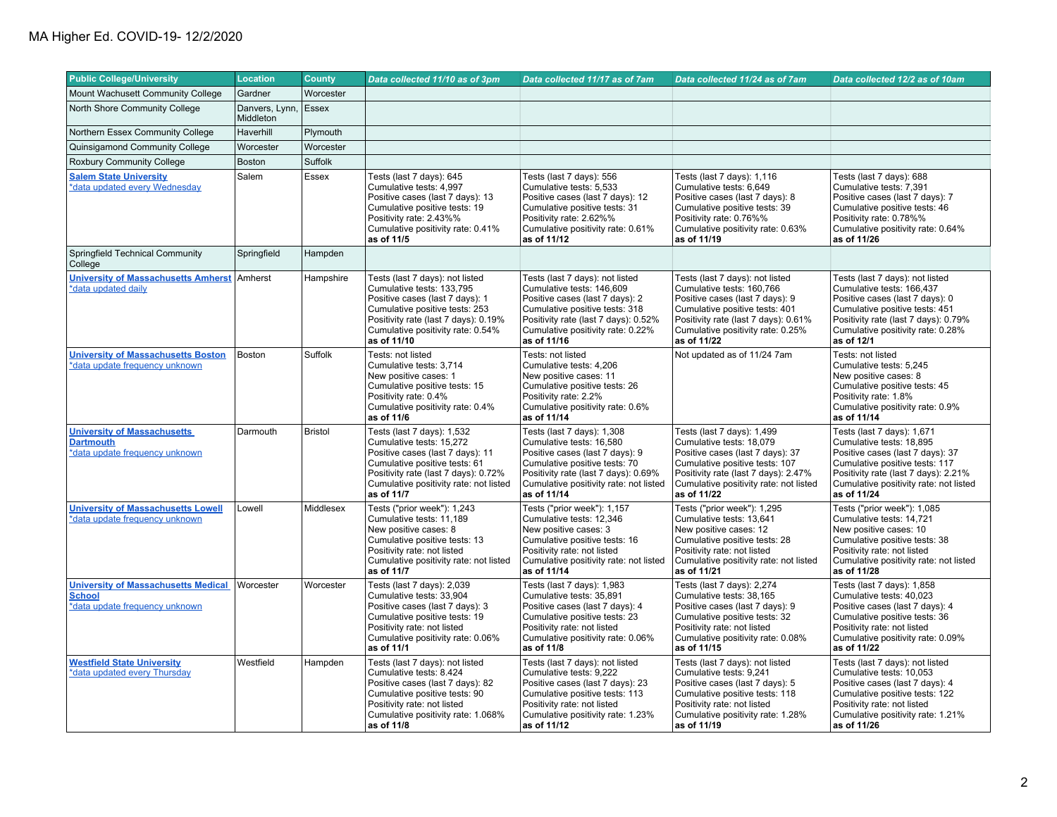MA Higher Ed. COVID-19- 12/2/2020

| Public College/University | Location | County | *Data collected 11/10 as of 3pm* | *Data collected 11/17 as of 7am* | *Data collected 11/24 as of 7am* | *Data collected 12/2 as of 10am* |
|---|---|---|---|---|---|---|
| Mount Wachusett Community College | Gardner | Worcester | | | | |
| North Shore Community College | Danvers, Lynn, Middleton | Essex | | | | |
| Northern Essex Community College | Haverhill | Plymouth | | | | |
| Quinsigamond Community College | Worcester | Worcester | | | | |
| Roxbury Community College | Boston | Suffolk | | | | |
| **Salem State University** *data updated every Wednesday | Salem | Essex | Tests (last 7 days): 645<br>Cumulative tests: 4,997<br>Positive cases (last 7 days): 13<br>Cumulative positive tests: 19<br>Positivity rate: 2.43%%<br>Cumulative positivity rate: 0.41%<br>**as of 11/5** | Tests (last 7 days): 556<br>Cumulative tests: 5,533<br>Positive cases (last 7 days): 12<br>Cumulative positive tests: 31<br>Positivity rate: 2.62%%<br>Cumulative positivity rate: 0.61%<br>**as of 11/12** | Tests (last 7 days): 1,116<br>Cumulative tests: 6,649<br>Positive cases (last 7 days): 8<br>Cumulative positive tests: 39<br>Positivity rate: 0.76%%<br>Cumulative positivity rate: 0.63%<br>**as of 11/19** | Tests (last 7 days): 688<br>Cumulative tests: 7,391<br>Positive cases (last 7 days): 7<br>Cumulative positive tests: 46<br>Positivity rate: 0.78%%<br>Cumulative positivity rate: 0.64%<br>**as of 11/26** |
| Springfield Technical Community College | Springfield | Hampden | | | | |
| **University of Massachusetts Amherst** *data updated daily | Amherst | Hampshire | Tests (last 7 days): not listed<br>Cumulative tests: 133,795<br>Positive cases (last 7 days): 1<br>Cumulative positive tests: 253<br>Positivity rate (last 7 days): 0.19%<br>Cumulative positivity rate: 0.54%<br>**as of 11/10** | Tests (last 7 days): not listed<br>Cumulative tests: 146,609<br>Positive cases (last 7 days): 2<br>Cumulative positive tests: 318<br>Positivity rate (last 7 days): 0.52%<br>Cumulative positivity rate: 0.22%<br>**as of 11/16** | Tests (last 7 days): not listed<br>Cumulative tests: 160,766<br>Positive cases (last 7 days): 9<br>Cumulative positive tests: 401<br>Positivity rate (last 7 days): 0.61%<br>Cumulative positivity rate: 0.25%<br>**as of 11/22** | Tests (last 7 days): not listed<br>Cumulative tests: 166,437<br>Positive cases (last 7 days): 0<br>Cumulative positive tests: 451<br>Positivity rate (last 7 days): 0.79%<br>Cumulative positivity rate: 0.28%<br>**as of 12/1** |
| **University of Massachusetts Boston** *data update frequency unknown | Boston | Suffolk | Tests: not listed<br>Cumulative tests: 3,714<br>New positive cases: 1<br>Cumulative positive tests: 15<br>Positivity rate: 0.4%<br>Cumulative positivity rate: 0.4%<br>**as of 11/6** | Tests: not listed<br>Cumulative tests: 4,206<br>New positive cases: 11<br>Cumulative positive tests: 26<br>Positivity rate: 2.2%<br>Cumulative positivity rate: 0.6%<br>**as of 11/14** | Not updated as of 11/24 7am | Tests: not listed<br>Cumulative tests: 5,245<br>New positive cases: 8<br>Cumulative positive tests: 45<br>Positivity rate: 1.8%<br>Cumulative positivity rate: 0.9%<br>**as of 11/14** |
| **University of Massachusetts Dartmouth** *data update frequency unknown | Darmouth | Bristol | Tests (last 7 days): 1,532<br>Cumulative tests: 15,272<br>Positive cases (last 7 days): 11<br>Cumulative positive tests: 61<br>Positivity rate (last 7 days): 0.72%<br>Cumulative positivity rate: not listed<br>**as of 11/7** | Tests (last 7 days): 1,308<br>Cumulative tests: 16,580<br>Positive cases (last 7 days): 9<br>Cumulative positive tests: 70<br>Positivity rate (last 7 days): 0.69%<br>Cumulative positivity rate: not listed<br>**as of 11/14** | Tests (last 7 days): 1,499<br>Cumulative tests: 18,079<br>Positive cases (last 7 days): 37<br>Cumulative positive tests: 107<br>Positivity rate (last 7 days): 2.47%<br>Cumulative positivity rate: not listed<br>**as of 11/22** | Tests (last 7 days): 1,671<br>Cumulative tests: 18,895<br>Positive cases (last 7 days): 37<br>Cumulative positive tests: 117<br>Positivity rate (last 7 days): 2.21%<br>Cumulative positivity rate: not listed<br>**as of 11/24** |
| **University of Massachusetts Lowell** *data update frequency unknown | Lowell | Middlesex | Tests ("prior week"): 1,243<br>Cumulative tests: 11,189<br>New positive cases: 8<br>Cumulative positive tests: 13<br>Positivity rate: not listed<br>Cumulative positivity rate: not listed<br>**as of 11/7** | Tests ("prior week"): 1,157<br>Cumulative tests: 12,346<br>New positive cases: 3<br>Cumulative positive tests: 16<br>Positivity rate: not listed<br>Cumulative positivity rate: not listed<br>**as of 11/14** | Tests ("prior week"): 1,295<br>Cumulative tests: 13,641<br>New positive cases: 12<br>Cumulative positive tests: 28<br>Positivity rate: not listed<br>Cumulative positivity rate: not listed<br>**as of 11/21** | Tests ("prior week"): 1,085<br>Cumulative tests: 14,721<br>New positive cases: 10<br>Cumulative positive tests: 38<br>Positivity rate: not listed<br>Cumulative positivity rate: not listed<br>**as of 11/28** |
| **University of Massachusetts Medical School** *data update frequency unknown | Worcester | Worcester | Tests (last 7 days): 2,039<br>Cumulative tests: 33,904<br>Positive cases (last 7 days): 3<br>Cumulative positive tests: 19<br>Positivity rate: not listed<br>Cumulative positivity rate: 0.06%<br>**as of 11/1** | Tests (last 7 days): 1,983<br>Cumulative tests: 35,891<br>Positive cases (last 7 days): 4<br>Cumulative positive tests: 23<br>Positivity rate: not listed<br>Cumulative positivity rate: 0.06%<br>**as of 11/8** | Tests (last 7 days): 2,274<br>Cumulative tests: 38,165<br>Positive cases (last 7 days): 9<br>Cumulative positive tests: 32<br>Positivity rate: not listed<br>Cumulative positivity rate: 0.08%<br>**as of 11/15** | Tests (last 7 days): 1,858<br>Cumulative tests: 40,023<br>Positive cases (last 7 days): 4<br>Cumulative positive tests: 36<br>Positivity rate: not listed<br>Cumulative positivity rate: 0.09%<br>**as of 11/22** |
| **Westfield State University** *data updated every Thursday | Westfield | Hampden | Tests (last 7 days): not listed<br>Cumulative tests: 8.424<br>Positive cases (last 7 days): 82<br>Cumulative positive tests: 90<br>Positivity rate: not listed<br>Cumulative positivity rate: 1.068%<br>**as of 11/8** | Tests (last 7 days): not listed<br>Cumulative tests: 9,222<br>Positive cases (last 7 days): 23<br>Cumulative positive tests: 113<br>Positivity rate: not listed<br>Cumulative positivity rate: 1.23%<br>**as of 11/12** | Tests (last 7 days): not listed<br>Cumulative tests: 9,241<br>Positive cases (last 7 days): 5<br>Cumulative positive tests: 118<br>Positivity rate: not listed<br>Cumulative positivity rate: 1.28%<br>**as of 11/19** | Tests (last 7 days): not listed<br>Cumulative tests: 10,053<br>Positive cases (last 7 days): 4<br>Cumulative positive tests: 122<br>Positivity rate: not listed<br>Cumulative positivity rate: 1.21%<br>**as of 11/26** |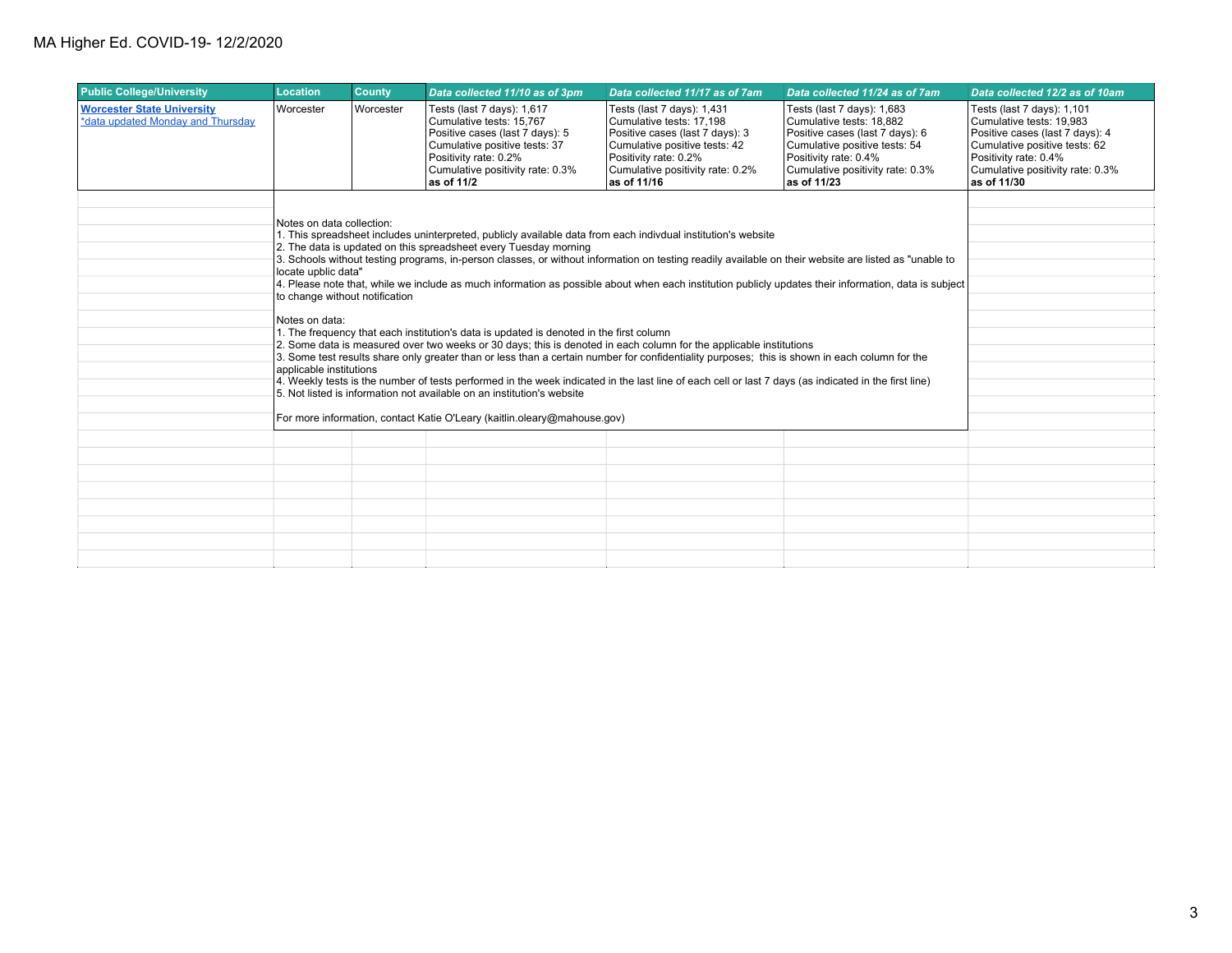MA Higher Ed. COVID-19- 12/2/2020

| Public College/University | Location | County | *Data collected 11/10 as of 3pm* | *Data collected 11/17 as of 7am* | *Data collected 11/24 as of 7am* | *Data collected 12/2 as of 10am* |
|---|---|---|---|---|---|---|
| **Worcester State University** *data updated Monday and Thursday | Worcester | Worcester | Tests (last 7 days): 1,617<br>Cumulative tests: 15,767<br>Positive cases (last 7 days): 5<br>Cumulative positive tests: 37<br>Positivity rate: 0.2%<br>Cumulative positivity rate: 0.3%<br>**as of 11/2** | Tests (last 7 days): 1,431<br>Cumulative tests: 17,198<br>Positive cases (last 7 days): 3<br>Cumulative positive tests: 42<br>Positivity rate: 0.2%<br>Cumulative positivity rate: 0.2%<br>**as of 11/16** | Tests (last 7 days): 1,683<br>Cumulative tests: 18,882<br>Positive cases (last 7 days): 6<br>Cumulative positive tests: 54<br>Positivity rate: 0.4%<br>Cumulative positivity rate: 0.3%<br>**as of 11/23** | Tests (last 7 days): 1,101<br>Cumulative tests: 19,983<br>Positive cases (last 7 days): 4<br>Cumulative positive tests: 62<br>Positivity rate: 0.4%<br>Cumulative positivity rate: 0.3%<br>**as of 11/30** |

Notes on data collection:
1. This spreadsheet includes uninterpreted, publicly available data from each indivdual institution's website
2. The data is updated on this spreadsheet every Tuesday morning
3. Schools without testing programs, in-person classes, or without information on testing readily available on their website are listed as "unable to locate upblic data"
4. Please note that, while we include as much information as possible about when each institution publicly updates their information, data is subject to change without notification

Notes on data:
1. The frequency that each institution's data is updated is denoted in the first column
2. Some data is measured over two weeks or 30 days; this is denoted in each column for the applicable institutions
3. Some test results share only greater than or less than a certain number for confidentiality purposes; this is shown in each column for the applicable institutions
4. Weekly tests is the number of tests performed in the week indicated in the last line of each cell or last 7 days (as indicated in the first line)
5. Not listed is information not available on an institution's website

For more information, contact Katie O'Leary (kaitlin.oleary@mahouse.gov)